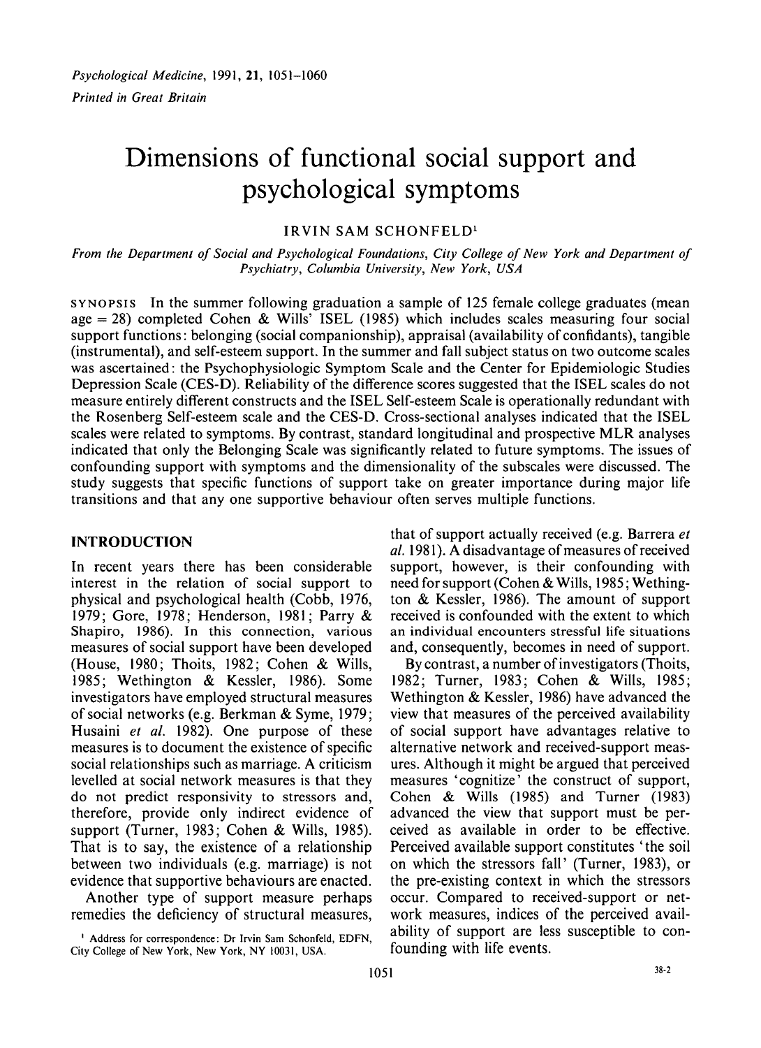Psychological Medicine, 1991, 21, 1051–1060
Printed in Great Britain

# Dimensions of functional social support and psychological symptoms

IRVIN SAM SCHONFELD[1]

*From the Department of Social and Psychological Foundations, City College of New York and Department of Psychiatry, Columbia University, New York, USA*

SYNOPSIS In the summer following graduation a sample of 125 female college graduates (mean age = 28) completed Cohen & Wills' ISEL (1985) which includes scales measuring four social support functions: belonging (social companionship), appraisal (availability of confidants), tangible (instrumental), and self-esteem support. In the summer and fall subject status on two outcome scales was ascertained: the Psychophysiologic Symptom Scale and the Center for Epidemiologic Studies Depression Scale (CES-D). Reliability of the difference scores suggested that the ISEL scales do not measure entirely different constructs and the ISEL Self-esteem Scale is operationally redundant with the Rosenberg Self-esteem scale and the CES-D. Cross-sectional analyses indicated that the ISEL scales were related to symptoms. By contrast, standard longitudinal and prospective MLR analyses indicated that only the Belonging Scale was significantly related to future symptoms. The issues of confounding support with symptoms and the dimensionality of the subscales were discussed. The study suggests that specific functions of support take on greater importance during major life transitions and that any one supportive behaviour often serves multiple functions.

## INTRODUCTION

In recent years there has been considerable interest in the relation of social support to physical and psychological health (Cobb, 1976, 1979; Gore, 1978; Henderson, 1981; Parry & Shapiro, 1986). In this connection, various measures of social support have been developed (House, 1980; Thoits, 1982; Cohen & Wills, 1985; Wethington & Kessler, 1986). Some investigators have employed structural measures of social networks (e.g. Berkman & Syme, 1979; Husaini *et al.* 1982). One purpose of these measures is to document the existence of specific social relationships such as marriage. A criticism levelled at social network measures is that they do not predict responsivity to stressors and, therefore, provide only indirect evidence of support (Turner, 1983; Cohen & Wills, 1985). That is to say, the existence of a relationship between two individuals (e.g. marriage) is not evidence that supportive behaviours are enacted.

Another type of support measure perhaps remedies the deficiency of structural measures, that of support actually received (e.g. Barrera *et al.* 1981). A disadvantage of measures of received support, however, is their confounding with need for support (Cohen & Wills, 1985; Wethington & Kessler, 1986). The amount of support received is confounded with the extent to which an individual encounters stressful life situations and, consequently, becomes in need of support.

By contrast, a number of investigators (Thoits, 1982; Turner, 1983; Cohen & Wills, 1985; Wethington & Kessler, 1986) have advanced the view that measures of the perceived availability of social support have advantages relative to alternative network and received-support measures. Although it might be argued that perceived measures 'cognitize' the construct of support, Cohen & Wills (1985) and Turner (1983) advanced the view that support must be perceived as available in order to be effective. Perceived available support constitutes 'the soil on which the stressors fall' (Turner, 1983), or the pre-existing context in which the stressors occur. Compared to received-support or network measures, indices of the perceived availability of support are less susceptible to confounding with life events.

[1] Address for correspondence: Dr Irvin Sam Schonfeld, EDFN, City College of New York, New York, NY 10031, USA.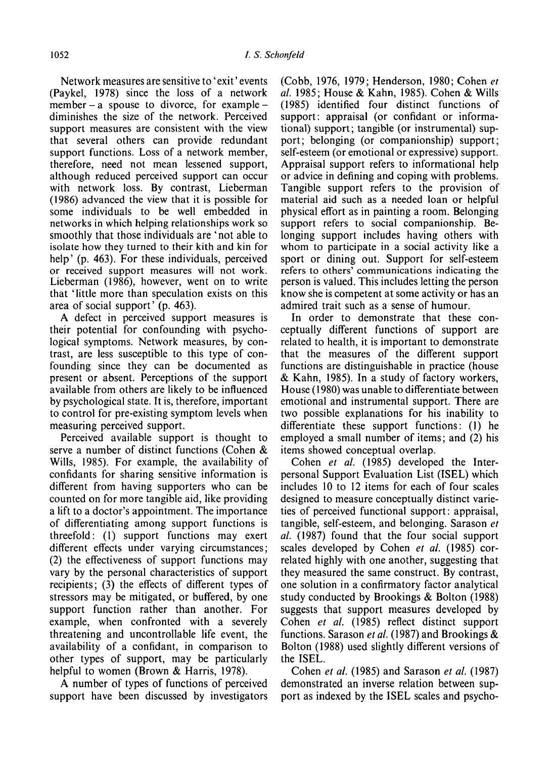Network measures are sensitive to 'exit' events (Paykel, 1978) since the loss of a network member – a spouse to divorce, for example – diminishes the size of the network. Perceived support measures are consistent with the view that several others can provide redundant support functions. Loss of a network member, therefore, need not mean lessened support, although reduced perceived support can occur with network loss. By contrast, Lieberman (1986) advanced the view that it is possible for some individuals to be well embedded in networks in which helping relationships work so smoothly that those individuals are 'not able to isolate how they turned to their kith and kin for help' (p. 463). For these individuals, perceived or received support measures will not work. Lieberman (1986), however, went on to write that 'little more than speculation exists on this area of social support' (p. 463).

A defect in perceived support measures is their potential for confounding with psychological symptoms. Network measures, by contrast, are less susceptible to this type of confounding since they can be documented as present or absent. Perceptions of the support available from others are likely to be influenced by psychological state. It is, therefore, important to control for pre-existing symptom levels when measuring perceived support.

Perceived available support is thought to serve a number of distinct functions (Cohen & Wills, 1985). For example, the availability of confidants for sharing sensitive information is different from having supporters who can be counted on for more tangible aid, like providing a lift to a doctor's appointment. The importance of differentiating among support functions is threefold: (1) support functions may exert different effects under varying circumstances; (2) the effectiveness of support functions may vary by the personal characteristics of support recipients; (3) the effects of different types of stressors may be mitigated, or buffered, by one support function rather than another. For example, when confronted with a severely threatening and uncontrollable life event, the availability of a confidant, in comparison to other types of support, may be particularly helpful to women (Brown & Harris, 1978).

A number of types of functions of perceived support have been discussed by investigators (Cobb, 1976, 1979; Henderson, 1980; Cohen *et al.* 1985; House & Kahn, 1985). Cohen & Wills (1985) identified four distinct functions of support: appraisal (or confidant or informational) support; tangible (or instrumental) support; belonging (or companionship) support; self-esteem (or emotional or expressive) support. Appraisal support refers to informational help or advice in defining and coping with problems. Tangible support refers to the provision of material aid such as a needed loan or helpful physical effort as in painting a room. Belonging support refers to social companionship. Belonging support includes having others with whom to participate in a social activity like a sport or dining out. Support for self-esteem refers to others' communications indicating the person is valued. This includes letting the person know she is competent at some activity or has an admired trait such as a sense of humour.

In order to demonstrate that these conceptually different functions of support are related to health, it is important to demonstrate that the measures of the different support functions are distinguishable in practice (house & Kahn, 1985). In a study of factory workers, House (1980) was unable to differentiate between emotional and instrumental support. There are two possible explanations for his inability to differentiate these support functions: (1) he employed a small number of items; and (2) his items showed conceptual overlap.

Cohen *et al.* (1985) developed the Interpersonal Support Evaluation List (ISEL) which includes 10 to 12 items for each of four scales designed to measure conceptually distinct varieties of perceived functional support: appraisal, tangible, self-esteem, and belonging. Sarason *et al.* (1987) found that the four social support scales developed by Cohen *et al.* (1985) correlated highly with one another, suggesting that they measured the same construct. By contrast, one solution in a confirmatory factor analytical study conducted by Brookings & Bolton (1988) suggests that support measures developed by Cohen *et al.* (1985) reflect distinct support functions. Sarason *et al.* (1987) and Brookings & Bolton (1988) used slightly different versions of the ISEL.

Cohen *et al.* (1985) and Sarason *et al.* (1987) demonstrated an inverse relation between support as indexed by the ISEL scales and psycho-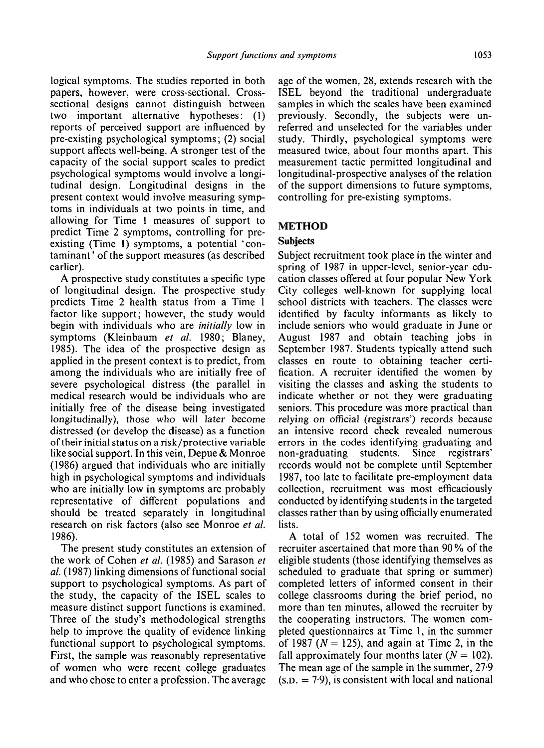logical symptoms. The studies reported in both papers, however, were cross-sectional. Cross-sectional designs cannot distinguish between two important alternative hypotheses: (1) reports of perceived support are influenced by pre-existing psychological symptoms; (2) social support affects well-being. A stronger test of the capacity of the social support scales to predict psychological symptoms would involve a longitudinal design. Longitudinal designs in the present context would involve measuring symptoms in individuals at two points in time, and allowing for Time 1 measures of support to predict Time 2 symptoms, controlling for pre-existing (Time 1) symptoms, a potential 'contaminant' of the support measures (as described earlier).

A prospective study constitutes a specific type of longitudinal design. The prospective study predicts Time 2 health status from a Time 1 factor like support; however, the study would begin with individuals who are *initially* low in symptoms (Kleinbaum *et al.* 1980; Blaney, 1985). The idea of the prospective design as applied in the present context is to predict, from among the individuals who are initially free of severe psychological distress (the parallel in medical research would be individuals who are initially free of the disease being investigated longitudinally), those who will later become distressed (or develop the disease) as a function of their initial status on a risk/protective variable like social support. In this vein, Depue & Monroe (1986) argued that individuals who are initially high in psychological symptoms and individuals who are initially low in symptoms are probably representative of different populations and should be treated separately in longitudinal research on risk factors (also see Monroe *et al.* 1986).

The present study constitutes an extension of the work of Cohen *et al.* (1985) and Sarason *et al.* (1987) linking dimensions of functional social support to psychological symptoms. As part of the study, the capacity of the ISEL scales to measure distinct support functions is examined. Three of the study's methodological strengths help to improve the quality of evidence linking functional support to psychological symptoms. First, the sample was reasonably representative of women who were recent college graduates and who chose to enter a profession. The average age of the women, 28, extends research with the ISEL beyond the traditional undergraduate samples in which the scales have been examined previously. Secondly, the subjects were unreferred and unselected for the variables under study. Thirdly, psychological symptoms were measured twice, about four months apart. This measurement tactic permitted longitudinal and longitudinal-prospective analyses of the relation of the support dimensions to future symptoms, controlling for pre-existing symptoms.

## METHOD

### Subjects

Subject recruitment took place in the winter and spring of 1987 in upper-level, senior-year education classes offered at four popular New York City colleges well-known for supplying local school districts with teachers. The classes were identified by faculty informants as likely to include seniors who would graduate in June or August 1987 and obtain teaching jobs in September 1987. Students typically attend such classes en route to obtaining teacher certification. A recruiter identified the women by visiting the classes and asking the students to indicate whether or not they were graduating seniors. This procedure was more practical than relying on official (registrars') records because an intensive record check revealed numerous errors in the codes identifying graduating and non-graduating students. Since registrars' records would not be complete until September 1987, too late to facilitate pre-employment data collection, recruitment was most efficaciously conducted by identifying students in the targeted classes rather than by using officially enumerated lists.

A total of 152 women was recruited. The recruiter ascertained that more than 90% of the eligible students (those identifying themselves as scheduled to graduate that spring or summer) completed letters of informed consent in their college classrooms during the brief period, no more than ten minutes, allowed the recruiter by the cooperating instructors. The women completed questionnaires at Time 1, in the summer of 1987 ($N = 125$), and again at Time 2, in the fall approximately four months later ($N = 102$). The mean age of the sample in the summer, 27·9 (S.D. = 7·9), is consistent with local and national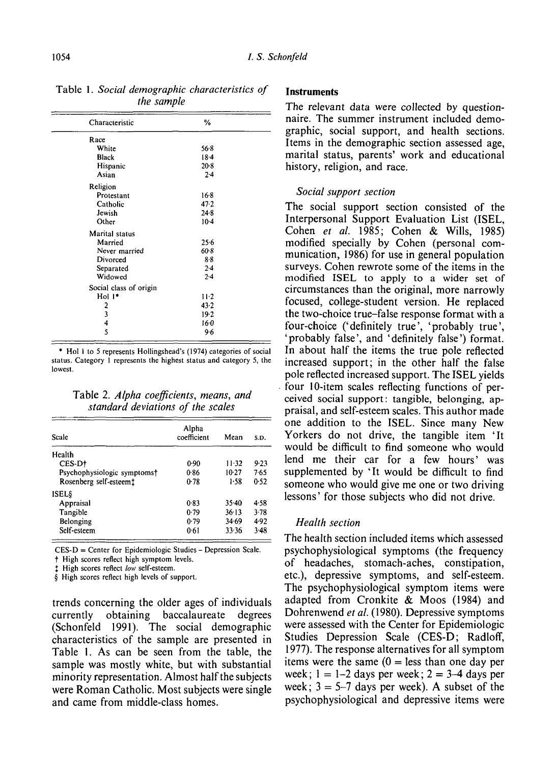Table 1. *Social demographic characteristics of the sample*

| Characteristic | % |
|---|---|
| Race | |
| White | 56·8 |
| Black | 18·4 |
| Hispanic | 20·8 |
| Asian | 2·4 |
| Religion | |
| Protestant | 16·8 |
| Catholic | 47·2 |
| Jewish | 24·8 |
| Other | 10·4 |
| Marital status | |
| Married | 25·6 |
| Never married | 60·8 |
| Divorced | 8·8 |
| Separated | 2·4 |
| Widowed | 2·4 |
| Social class of origin | |
| Hol 1* | 11·2 |
| 2 | 43·2 |
| 3 | 19·2 |
| 4 | 16·0 |
| 5 | 9·6 |

\* Hol 1 to 5 represents Hollingshead's (1974) categories of social status. Category 1 represents the highest status and category 5, the lowest.

Table 2. *Alpha coefficients, means, and standard deviations of the scales*

| Scale | Alpha coefficient | Mean | S.D. |
|---|---|---|---|
| Health | | | |
| CES-D† | 0·90 | 11·32 | 9·23 |
| Psychophysiologic symptoms† | 0·86 | 10·27 | 7·65 |
| Rosenberg self-esteem‡ | 0·78 | 1·58 | 0·52 |
| ISEL§ | | | |
| Appraisal | 0·83 | 35·40 | 4·58 |
| Tangible | 0·79 | 36·13 | 3·78 |
| Belonging | 0·79 | 34·69 | 4·92 |
| Self-esteem | 0·61 | 33·36 | 3·48 |

CES-D = Center for Epidemiologic Studies – Depression Scale.
† High scores reflect high symptom levels.
‡ High scores reflect *low* self-esteem.
§ High scores reflect high levels of support.

trends concerning the older ages of individuals currently obtaining baccalaureate degrees (Schonfeld 1991). The social demographic characteristics of the sample are presented in Table 1. As can be seen from the table, the sample was mostly white, but with substantial minority representation. Almost half the subjects were Roman Catholic. Most subjects were single and came from middle-class homes.

### Instruments

The relevant data were collected by questionnaire. The summer instrument included demographic, social support, and health sections. Items in the demographic section assessed age, marital status, parents' work and educational history, religion, and race.

#### *Social support section*

The social support section consisted of the Interpersonal Support Evaluation List (ISEL, Cohen *et al.* 1985; Cohen & Wills, 1985) modified specially by Cohen (personal communication, 1986) for use in general population surveys. Cohen rewrote some of the items in the modified ISEL to apply to a wider set of circumstances than the original, more narrowly focused, college-student version. He replaced the two-choice true–false response format with a four-choice ('definitely true', 'probably true', 'probably false', and 'definitely false') format. In about half the items the true pole reflected increased support; in the other half the false pole reflected increased support. The ISEL yields four 10-item scales reflecting functions of perceived social support: tangible, belonging, appraisal, and self-esteem scales. This author made one addition to the ISEL. Since many New Yorkers do not drive, the tangible item 'It would be difficult to find someone who would lend me their car for a few hours' was supplemented by 'It would be difficult to find someone who would give me one or two driving lessons' for those subjects who did not drive.

#### *Health section*

The health section included items which assessed psychophysiological symptoms (the frequency of headaches, stomach-aches, constipation, etc.), depressive symptoms, and self-esteem. The psychophysiological symptom items were adapted from Cronkite & Moos (1984) and Dohrenwend *et al.* (1980). Depressive symptoms were assessed with the Center for Epidemiologic Studies Depression Scale (CES-D; Radloff, 1977). The response alternatives for all symptom items were the same (0 = less than one day per week; 1 = 1–2 days per week; 2 = 3–4 days per week; 3 = 5–7 days per week). A subset of the psychophysiological and depressive items were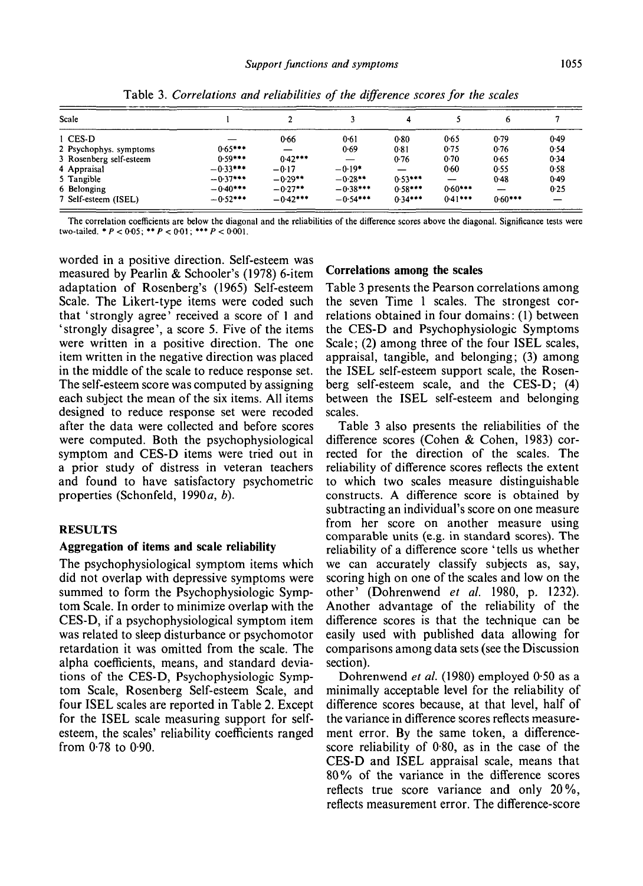Table 3. *Correlations and reliabilities of the difference scores for the scales*

| Scale | 1 | 2 | 3 | 4 | 5 | 6 | 7 |
|---|---|---|---|---|---|---|---|
| 1 CES-D | — | 0·66 | 0·61 | 0·80 | 0·65 | 0·79 | 0·49 |
| 2 Psychophys. symptoms | 0·65*** | — | 0·69 | 0·81 | 0·75 | 0·76 | 0·54 |
| 3 Rosenberg self-esteem | 0·59*** | 0·42*** | — | 0·76 | 0·70 | 0·65 | 0·34 |
| 4 Appraisal | −0·33*** | −0·17 | −0·19* | — | 0·60 | 0·55 | 0·58 |
| 5 Tangible | −0·37*** | −0·29** | −0·28** | 0·53*** | — | 0·48 | 0·49 |
| 6 Belonging | −0·40*** | −0·27** | −0·38*** | 0·58*** | 0·60*** | — | 0·25 |
| 7 Self-esteem (ISEL) | −0·52*** | −0·42*** | −0·54*** | 0·34*** | 0·41*** | 0·60*** | — |

The correlation coefficients are below the diagonal and the reliabilities of the difference scores above the diagonal. Significance tests were two-tailed. * $P < 0{\cdot}05$; ** $P < 0{\cdot}01$; *** $P < 0{\cdot}001$.

worded in a positive direction. Self-esteem was measured by Pearlin & Schooler's (1978) 6-item adaptation of Rosenberg's (1965) Self-esteem Scale. The Likert-type items were coded such that 'strongly agree' received a score of 1 and 'strongly disagree', a score 5. Five of the items were written in a positive direction. The one item written in the negative direction was placed in the middle of the scale to reduce response set. The self-esteem score was computed by assigning each subject the mean of the six items. All items designed to reduce response set were recoded after the data were collected and before scores were computed. Both the psychophysiological symptom and CES-D items were tried out in a prior study of distress in veteran teachers and found to have satisfactory psychometric properties (Schonfeld, 1990*a*, *b*).

## RESULTS

### Aggregation of items and scale reliability

The psychophysiological symptom items which did not overlap with depressive symptoms were summed to form the Psychophysiologic Symptom Scale. In order to minimize overlap with the CES-D, if a psychophysiological symptom item was related to sleep disturbance or psychomotor retardation it was omitted from the scale. The alpha coefficients, means, and standard deviations of the CES-D, Psychophysiologic Symptom Scale, Rosenberg Self-esteem Scale, and four ISEL scales are reported in Table 2. Except for the ISEL scale measuring support for self-esteem, the scales' reliability coefficients ranged from 0·78 to 0·90.

### Correlations among the scales

Table 3 presents the Pearson correlations among the seven Time 1 scales. The strongest correlations obtained in four domains: (1) between the CES-D and Psychophysiologic Symptoms Scale; (2) among three of the four ISEL scales, appraisal, tangible, and belonging; (3) among the ISEL self-esteem support scale, the Rosenberg self-esteem scale, and the CES-D; (4) between the ISEL self-esteem and belonging scales.

Table 3 also presents the reliabilities of the difference scores (Cohen & Cohen, 1983) corrected for the direction of the scales. The reliability of difference scores reflects the extent to which two scales measure distinguishable constructs. A difference score is obtained by subtracting an individual's score on one measure from her score on another measure using comparable units (e.g. in standard scores). The reliability of a difference score 'tells us whether we can accurately classify subjects as, say, scoring high on one of the scales and low on the other' (Dohrenwend *et al.* 1980, p. 1232). Another advantage of the reliability of the difference scores is that the technique can be easily used with published data allowing for comparisons among data sets (see the Discussion section).

Dohrenwend *et al.* (1980) employed 0·50 as a minimally acceptable level for the reliability of difference scores because, at that level, half of the variance in difference scores reflects measurement error. By the same token, a difference-score reliability of 0·80, as in the case of the CES-D and ISEL appraisal scale, means that 80% of the variance in the difference scores reflects true score variance and only 20%, reflects measurement error. The difference-score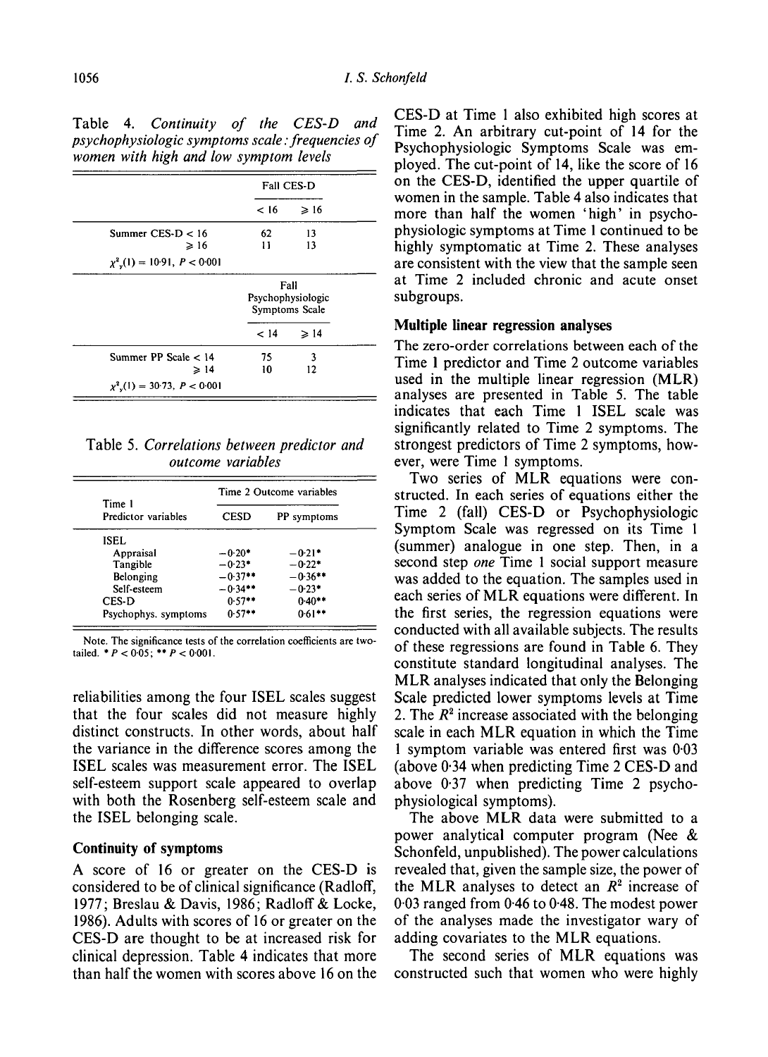Table 4. *Continuity of the CES-D and psychophysiologic symptoms scale: frequencies of women with high and low symptom levels*

| | Fall CES-D | |
|---|---|---|
| | < 16 | ≥ 16 |
| Summer CES-D < 16 | 62 | 13 |
| ≥ 16 | 11 | 13 |
| $\chi^2_y(1) = 10.91$, $P < 0.001$ | | |

| | Fall Psychophysiologic Symptoms Scale | |
|---|---|---|
| | < 14 | ≥ 14 |
| Summer PP Scale < 14 | 75 | 3 |
| ≥ 14 | 10 | 12 |
| $\chi^2_y(1) = 30.73$, $P < 0.001$ | | |

Table 5. *Correlations between predictor and outcome variables*

| Time 1 Predictor variables | Time 2 Outcome variables | |
|---|---|---|
| | CESD | PP symptoms |
| ISEL | | |
| Appraisal | −0.20* | −0.21* |
| Tangible | −0.23* | −0.22* |
| Belonging | −0.37** | −0.36** |
| Self-esteem | −0.34** | −0.23* |
| CES-D | 0.57** | 0.40** |
| Psychophys. symptoms | 0.57** | 0.61** |

Note. The significance tests of the correlation coefficients are two-tailed. * $P < 0.05$; ** $P < 0.001$.

reliabilities among the four ISEL scales suggest that the four scales did not measure highly distinct constructs. In other words, about half the variance in the difference scores among the ISEL scales was measurement error. The ISEL self-esteem support scale appeared to overlap with both the Rosenberg self-esteem scale and the ISEL belonging scale.

### Continuity of symptoms

A score of 16 or greater on the CES-D is considered to be of clinical significance (Radloff, 1977; Breslau & Davis, 1986; Radloff & Locke, 1986). Adults with scores of 16 or greater on the CES-D are thought to be at increased risk for clinical depression. Table 4 indicates that more than half the women with scores above 16 on the CES-D at Time 1 also exhibited high scores at Time 2. An arbitrary cut-point of 14 for the Psychophysiologic Symptoms Scale was employed. The cut-point of 14, like the score of 16 on the CES-D, identified the upper quartile of women in the sample. Table 4 also indicates that more than half the women 'high' in psychophysiologic symptoms at Time 1 continued to be highly symptomatic at Time 2. These analyses are consistent with the view that the sample seen at Time 2 included chronic and acute onset subgroups.

### Multiple linear regression analyses

The zero-order correlations between each of the Time 1 predictor and Time 2 outcome variables used in the multiple linear regression (MLR) analyses are presented in Table 5. The table indicates that each Time 1 ISEL scale was significantly related to Time 2 symptoms. The strongest predictors of Time 2 symptoms, however, were Time 1 symptoms.

Two series of MLR equations were constructed. In each series of equations either the Time 2 (fall) CES-D or Psychophysiologic Symptom Scale was regressed on its Time 1 (summer) analogue in one step. Then, in a second step *one* Time 1 social support measure was added to the equation. The samples used in each series of MLR equations were different. In the first series, the regression equations were conducted with all available subjects. The results of these regressions are found in Table 6. They constitute standard longitudinal analyses. The MLR analyses indicated that only the Belonging Scale predicted lower symptoms levels at Time 2. The $R^2$ increase associated with the belonging scale in each MLR equation in which the Time 1 symptom variable was entered first was 0.03 (above 0.34 when predicting Time 2 CES-D and above 0.37 when predicting Time 2 psychophysiological symptoms).

The above MLR data were submitted to a power analytical computer program (Nee & Schonfeld, unpublished). The power calculations revealed that, given the sample size, the power of the MLR analyses to detect an $R^2$ increase of 0.03 ranged from 0.46 to 0.48. The modest power of the analyses made the investigator wary of adding covariates to the MLR equations.

The second series of MLR equations was constructed such that women who were highly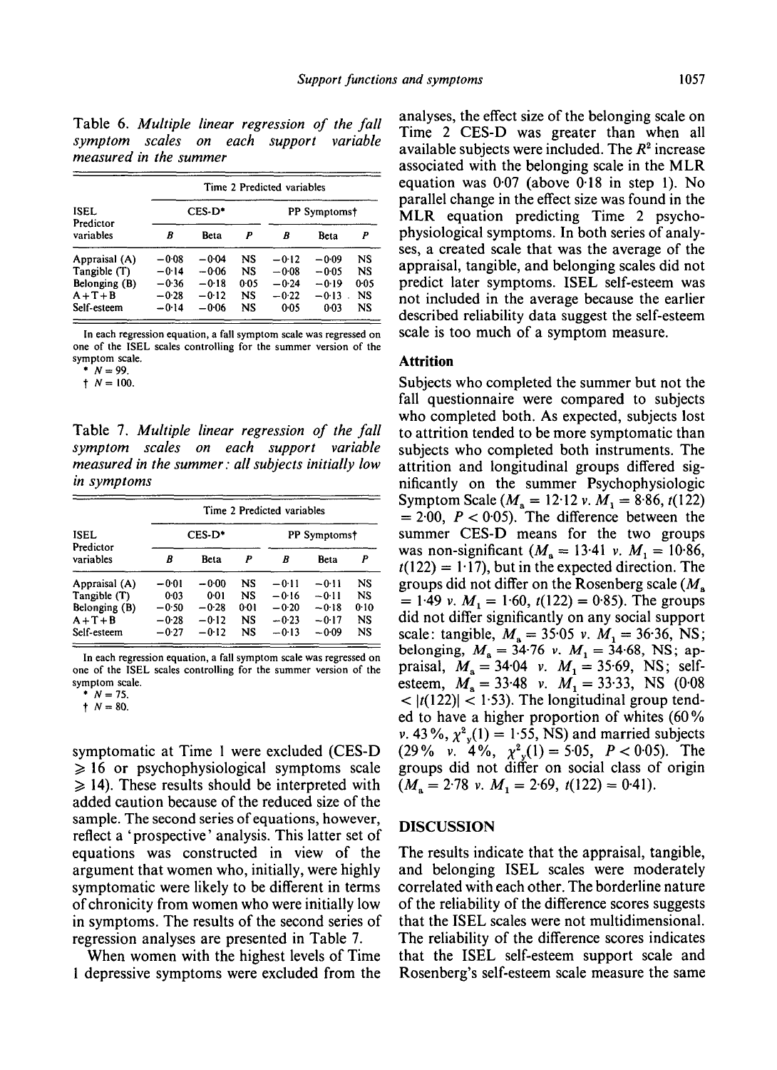Table 6. *Multiple linear regression of the fall symptom scales on each support variable measured in the summer*

| ISEL Predictor variables | Time 2 Predicted variables | | | | | |
|---|---|---|---|---|---|---|
| | CES-D* | | | PP Symptoms† | | |
| | *B* | Beta | *P* | *B* | Beta | *P* |
| Appraisal (A) | −0·08 | −0·04 | NS | −0·12 | −0·09 | NS |
| Tangible (T) | −0·14 | −0·06 | NS | −0·08 | −0·05 | NS |
| Belonging (B) | −0·36 | −0·18 | 0·05 | −0·24 | −0·19 | 0·05 |
| A+T+B | −0·28 | −0·12 | NS | −0·22 | −0·13 | NS |
| Self-esteem | −0·14 | −0·06 | NS | 0·05 | 0·03 | NS |

In each regression equation, a fall symptom scale was regressed on one of the ISEL scales controlling for the summer version of the symptom scale.
\* $N = 99$.
† $N = 100$.

Table 7. *Multiple linear regression of the fall symptom scales on each support variable measured in the summer: all subjects initially low in symptoms*

| ISEL Predictor variables | Time 2 Predicted variables | | | | | |
|---|---|---|---|---|---|---|
| | CES-D* | | | PP Symptoms† | | |
| | *B* | Beta | *P* | *B* | Beta | *P* |
| Appraisal (A) | −0·01 | −0·00 | NS | −0·11 | −0·11 | NS |
| Tangible (T) | 0·03 | 0·01 | NS | −0·16 | −0·11 | NS |
| Belonging (B) | −0·50 | −0·28 | 0·01 | −0·20 | −0·18 | 0·10 |
| A+T+B | −0·28 | −0·12 | NS | −0·23 | −0·17 | NS |
| Self-esteem | −0·27 | −0·12 | NS | −0·13 | −0·09 | NS |

In each regression equation, a fall symptom scale was regressed on one of the ISEL scales controlling for the summer version of the symptom scale.
\* $N = 75$.
† $N = 80$.

symptomatic at Time 1 were excluded (CES-D $\geq 16$ or psychophysiological symptoms scale $\geq 14$). These results should be interpreted with added caution because of the reduced size of the sample. The second series of equations, however, reflect a 'prospective' analysis. This latter set of equations was constructed in view of the argument that women who, initially, were highly symptomatic were likely to be different in terms of chronicity from women who were initially low in symptoms. The results of the second series of regression analyses are presented in Table 7.

When women with the highest levels of Time 1 depressive symptoms were excluded from the analyses, the effect size of the belonging scale on Time 2 CES-D was greater than when all available subjects were included. The $R^2$ increase associated with the belonging scale in the MLR equation was 0·07 (above 0·18 in step 1). No parallel change in the effect size was found in the MLR equation predicting Time 2 psychophysiological symptoms. In both series of analyses, a created scale that was the average of the appraisal, tangible, and belonging scales did not predict later symptoms. ISEL self-esteem was not included in the average because the earlier described reliability data suggest the self-esteem scale is too much of a symptom measure.

### Attrition

Subjects who completed the summer but not the fall questionnaire were compared to subjects who completed both. As expected, subjects lost to attrition tended to be more symptomatic than subjects who completed both instruments. The attrition and longitudinal groups differed significantly on the summer Psychophysiologic Symptom Scale ($M_a = 12{\cdot}12$ *v.* $M_l = 8{\cdot}86$, $t(122) = 2{\cdot}00$, $P < 0{\cdot}05$). The difference between the summer CES-D means for the two groups was non-significant ($M_a = 13{\cdot}41$ *v.* $M_l = 10{\cdot}86$, $t(122) = 1{\cdot}17$), but in the expected direction. The groups did not differ on the Rosenberg scale ($M_a = 1{\cdot}49$ *v.* $M_l = 1{\cdot}60$, $t(122) = 0{\cdot}85$). The groups did not differ significantly on any social support scale: tangible, $M_a = 35{\cdot}05$ *v.* $M_l = 36{\cdot}36$, NS; belonging, $M_a = 34{\cdot}76$ *v.* $M_l = 34{\cdot}68$, NS; appraisal, $M_a = 34{\cdot}04$ *v.* $M_l = 35{\cdot}69$, NS; self-esteem, $M_a = 33{\cdot}48$ *v.* $M_l = 33{\cdot}33$, NS ($0{\cdot}08 < |t(122)| < 1{\cdot}53$). The longitudinal group tended to have a higher proportion of whites (60% *v.* 43%, $\chi^2_y(1) = 1{\cdot}55$, NS) and married subjects (29% *v.* 4%, $\chi^2_y(1) = 5{\cdot}05$, $P < 0{\cdot}05$). The groups did not differ on social class of origin ($M_a = 2{\cdot}78$ *v.* $M_l = 2{\cdot}69$, $t(122) = 0{\cdot}41$).

## DISCUSSION

The results indicate that the appraisal, tangible, and belonging ISEL scales were moderately correlated with each other. The borderline nature of the reliability of the difference scores suggests that the ISEL scales were not multidimensional. The reliability of the difference scores indicates that the ISEL self-esteem support scale and Rosenberg's self-esteem scale measure the same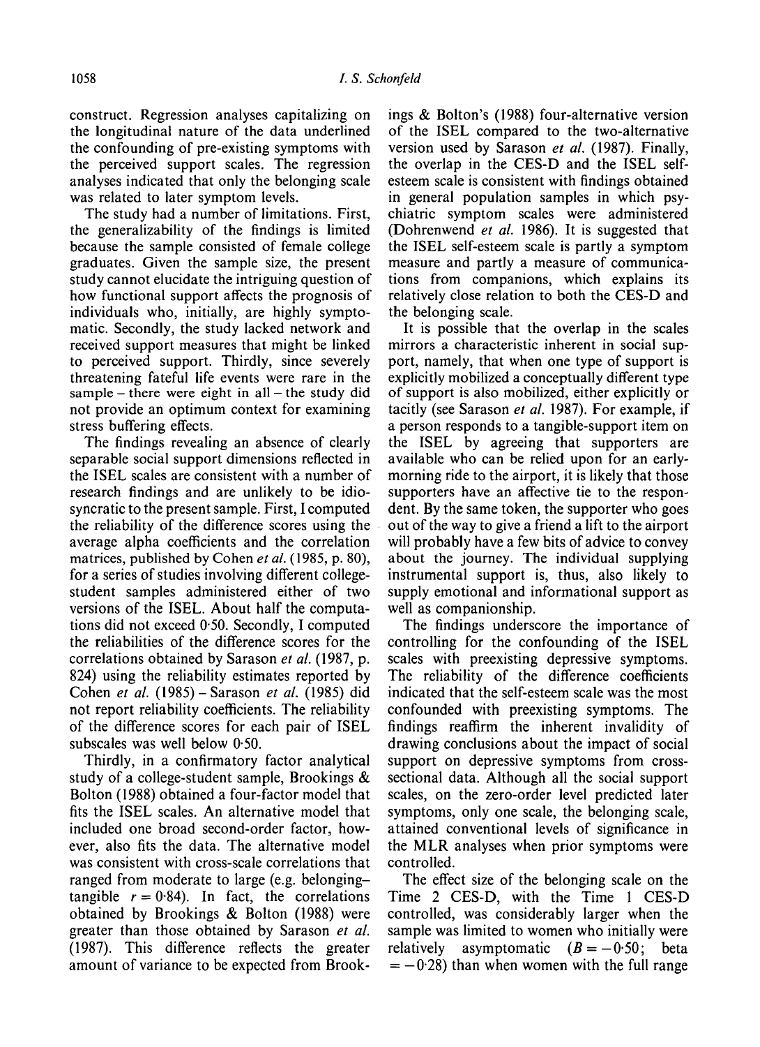construct. Regression analyses capitalizing on the longitudinal nature of the data underlined the confounding of pre-existing symptoms with the perceived support scales. The regression analyses indicated that only the belonging scale was related to later symptom levels.

The study had a number of limitations. First, the generalizability of the findings is limited because the sample consisted of female college graduates. Given the sample size, the present study cannot elucidate the intriguing question of how functional support affects the prognosis of individuals who, initially, are highly symptomatic. Secondly, the study lacked network and received support measures that might be linked to perceived support. Thirdly, since severely threatening fateful life events were rare in the sample – there were eight in all – the study did not provide an optimum context for examining stress buffering effects.

The findings revealing an absence of clearly separable social support dimensions reflected in the ISEL scales are consistent with a number of research findings and are unlikely to be idiosyncratic to the present sample. First, I computed the reliability of the difference scores using the average alpha coefficients and the correlation matrices, published by Cohen *et al.* (1985, p. 80), for a series of studies involving different college-student samples administered either of two versions of the ISEL. About half the computations did not exceed 0·50. Secondly, I computed the reliabilities of the difference scores for the correlations obtained by Sarason *et al.* (1987, p. 824) using the reliability estimates reported by Cohen *et al.* (1985) – Sarason *et al.* (1985) did not report reliability coefficients. The reliability of the difference scores for each pair of ISEL subscales was well below 0·50.

Thirdly, in a confirmatory factor analytical study of a college-student sample, Brookings & Bolton (1988) obtained a four-factor model that fits the ISEL scales. An alternative model that included one broad second-order factor, however, also fits the data. The alternative model was consistent with cross-scale correlations that ranged from moderate to large (e.g. belonging–tangible $r = 0{\cdot}84$). In fact, the correlations obtained by Brookings & Bolton (1988) were greater than those obtained by Sarason *et al.* (1987). This difference reflects the greater amount of variance to be expected from Brookings & Bolton's (1988) four-alternative version of the ISEL compared to the two-alternative version used by Sarason *et al.* (1987). Finally, the overlap in the CES-D and the ISEL self-esteem scale is consistent with findings obtained in general population samples in which psychiatric symptom scales were administered (Dohrenwend *et al.* 1986). It is suggested that the ISEL self-esteem scale is partly a symptom measure and partly a measure of communications from companions, which explains its relatively close relation to both the CES-D and the belonging scale.

It is possible that the overlap in the scales mirrors a characteristic inherent in social support, namely, that when one type of support is explicitly mobilized a conceptually different type of support is also mobilized, either explicitly or tacitly (see Sarason *et al.* 1987). For example, if a person responds to a tangible-support item on the ISEL by agreeing that supporters are available who can be relied upon for an early-morning ride to the airport, it is likely that those supporters have an affective tie to the respondent. By the same token, the supporter who goes out of the way to give a friend a lift to the airport will probably have a few bits of advice to convey about the journey. The individual supplying instrumental support is, thus, also likely to supply emotional and informational support as well as companionship.

The findings underscore the importance of controlling for the confounding of the ISEL scales with preexisting depressive symptoms. The reliability of the difference coefficients indicated that the self-esteem scale was the most confounded with preexisting symptoms. The findings reaffirm the inherent invalidity of drawing conclusions about the impact of social support on depressive symptoms from cross-sectional data. Although all the social support scales, on the zero-order level predicted later symptoms, only one scale, the belonging scale, attained conventional levels of significance in the MLR analyses when prior symptoms were controlled.

The effect size of the belonging scale on the Time 2 CES-D, with the Time 1 CES-D controlled, was considerably larger when the sample was limited to women who initially were relatively asymptomatic ($B = -0{\cdot}50$; beta $= -0{\cdot}28$) than when women with the full range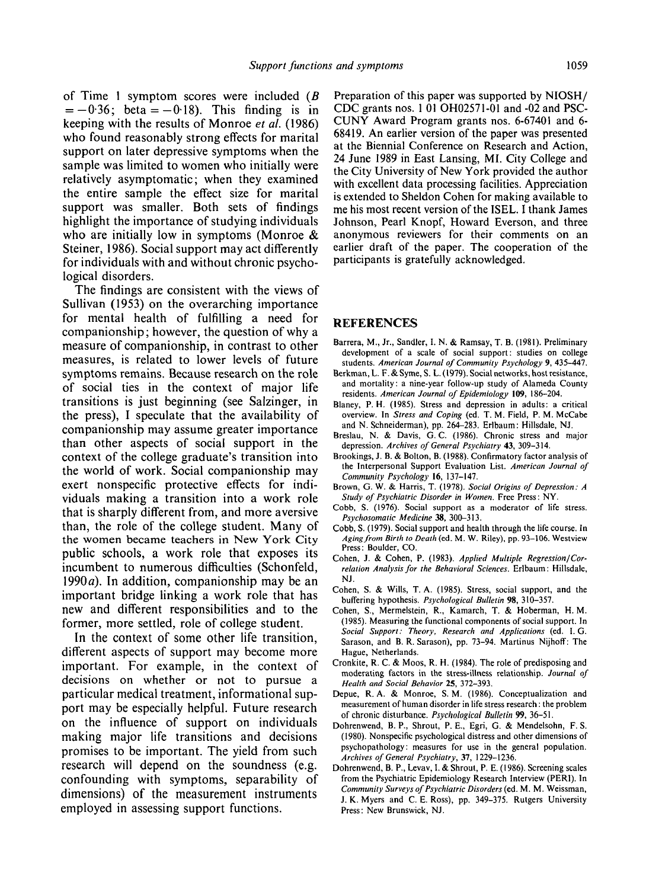of Time 1 symptom scores were included ($B = -0{\cdot}36$; beta $= -0{\cdot}18$). This finding is in keeping with the results of Monroe *et al.* (1986) who found reasonably strong effects for marital support on later depressive symptoms when the sample was limited to women who initially were relatively asymptomatic; when they examined the entire sample the effect size for marital support was smaller. Both sets of findings highlight the importance of studying individuals who are initially low in symptoms (Monroe & Steiner, 1986). Social support may act differently for individuals with and without chronic psychological disorders.

The findings are consistent with the views of Sullivan (1953) on the overarching importance for mental health of fulfilling a need for companionship; however, the question of why a measure of companionship, in contrast to other measures, is related to lower levels of future symptoms remains. Because research on the role of social ties in the context of major life transitions is just beginning (see Salzinger, in the press), I speculate that the availability of companionship may assume greater importance than other aspects of social support in the context of the college graduate's transition into the world of work. Social companionship may exert nonspecific protective effects for individuals making a transition into a work role that is sharply different from, and more aversive than, the role of the college student. Many of the women became teachers in New York City public schools, a work role that exposes its incumbent to numerous difficulties (Schonfeld, 1990*a*). In addition, companionship may be an important bridge linking a work role that has new and different responsibilities and to the former, more settled, role of college student.

In the context of some other life transition, different aspects of support may become more important. For example, in the context of decisions on whether or not to pursue a particular medical treatment, informational support may be especially helpful. Future research on the influence of support on individuals making major life transitions and decisions promises to be important. The yield from such research will depend on the soundness (e.g. confounding with symptoms, separability of dimensions) of the measurement instruments employed in assessing support functions.

Preparation of this paper was supported by NIOSH/CDC grants nos. 1 01 OH02571-01 and -02 and PSC-CUNY Award Program grants nos. 6-67401 and 6-68419. An earlier version of the paper was presented at the Biennial Conference on Research and Action, 24 June 1989 in East Lansing, MI. City College and the City University of New York provided the author with excellent data processing facilities. Appreciation is extended to Sheldon Cohen for making available to me his most recent version of the ISEL. I thank James Johnson, Pearl Knopf, Howard Everson, and three anonymous reviewers for their comments on an earlier draft of the paper. The cooperation of the participants is gratefully acknowledged.

## REFERENCES

Barrera, M., Jr., Sandler, I. N. & Ramsay, T. B. (1981). Preliminary development of a scale of social support: studies on college students. *American Journal of Community Psychology* **9**, 435–447.

Berkman, L. F. & Syme, S. L. (1979). Social networks, host resistance, and mortality: a nine-year follow-up study of Alameda County residents. *American Journal of Epidemiology* **109**, 186–204.

Blaney, P. H. (1985). Stress and depression in adults: a critical overview. In *Stress and Coping* (ed. T. M. Field, P. M. McCabe and N. Schneiderman), pp. 264–283. Erlbaum: Hillsdale, NJ.

Breslau, N. & Davis, G. C. (1986). Chronic stress and major depression. *Archives of General Psychiatry* **43**, 309–314.

Brookings, J. B. & Bolton, B. (1988). Confirmatory factor analysis of the Interpersonal Support Evaluation List. *American Journal of Community Psychology* **16**, 137–147.

Brown, G. W. & Harris, T. (1978). *Social Origins of Depression: A Study of Psychiatric Disorder in Women.* Free Press: NY.

Cobb, S. (1976). Social support as a moderator of life stress. *Psychosomatic Medicine* **38**, 300–313.

Cobb, S. (1979). Social support and health through the life course. In *Aging from Birth to Death* (ed. M. W. Riley), pp. 93–106. Westview Press: Boulder, CO.

Cohen, J. & Cohen, P. (1983). *Applied Multiple Regression/Correlation Analysis for the Behavioral Sciences.* Erlbaum: Hillsdale, NJ.

Cohen, S. & Wills, T. A. (1985). Stress, social support, and the buffering hypothesis. *Psychological Bulletin* **98**, 310–357.

Cohen, S., Mermelstein, R., Kamarch, T. & Hoberman, H. M. (1985). Measuring the functional components of social support. In *Social Support: Theory, Research and Applications* (ed. I. G. Sarason, and B. R. Sarason), pp. 73–94. Martinus Nijhoff: The Hague, Netherlands.

Cronkite, R. C. & Moos, R. H. (1984). The role of predisposing and moderating factors in the stress-illness relationship. *Journal of Health and Social Behavior* **25**, 372–393.

Depue, R. A. & Monroe, S. M. (1986). Conceptualization and measurement of human disorder in life stress research: the problem of chronic disturbance. *Psychological Bulletin* **99**, 36–51.

Dohrenwend, B. P., Shrout, P. E., Egri, G. & Mendelsohn, F. S. (1980). Nonspecific psychological distress and other dimensions of psychopathology: measures for use in the general population. *Archives of General Psychiatry*, **37**, 1229–1236.

Dohrenwend, B. P., Levav, I. & Shrout, P. E. (1986). Screening scales from the Psychiatric Epidemiology Research Interview (PERI). In *Community Surveys of Psychiatric Disorders* (ed. M. M. Weissman, J. K. Myers and C. E. Ross), pp. 349–375. Rutgers University Press: New Brunswick, NJ.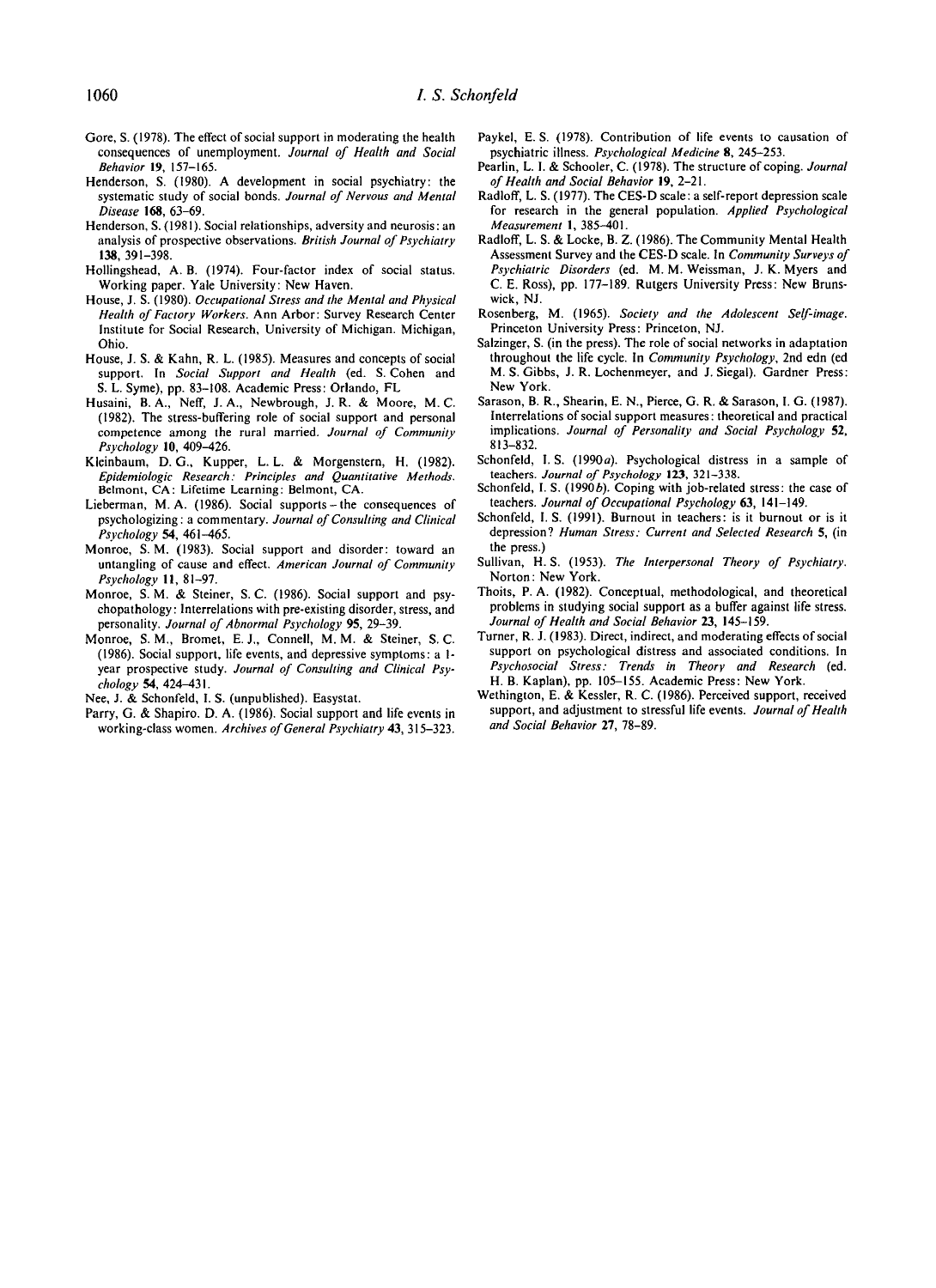Gore, S. (1978). The effect of social support in moderating the health consequences of unemployment. *Journal of Health and Social Behavior* **19**, 157–165.

Henderson, S. (1980). A development in social psychiatry: the systematic study of social bonds. *Journal of Nervous and Mental Disease* **168**, 63–69.

Henderson, S. (1981). Social relationships, adversity and neurosis: an analysis of prospective observations. *British Journal of Psychiatry* **138**, 391–398.

Hollingshead, A. B. (1974). Four-factor index of social status. Working paper. Yale University: New Haven.

House, J. S. (1980). *Occupational Stress and the Mental and Physical Health of Factory Workers*. Ann Arbor: Survey Research Center Institute for Social Research, University of Michigan. Michigan, Ohio.

House, J. S. & Kahn, R. L. (1985). Measures and concepts of social support. In *Social Support and Health* (ed. S. Cohen and S. L. Syme), pp. 83–108. Academic Press: Orlando, FL

Husaini, B. A., Neff, J. A., Newbrough, J. R. & Moore, M. C. (1982). The stress-buffering role of social support and personal competence among the rural married. *Journal of Community Psychology* **10**, 409–426.

Kleinbaum, D. G., Kupper, L. L. & Morgenstern, H. (1982). *Epidemiologic Research: Principles and Quantitative Methods*. Belmont, CA: Lifetime Learning: Belmont, CA.

Lieberman, M. A. (1986). Social supports – the consequences of psychologizing: a commentary. *Journal of Consulting and Clinical Psychology* **54**, 461–465.

Monroe, S. M. (1983). Social support and disorder: toward an untangling of cause and effect. *American Journal of Community Psychology* **11**, 81–97.

Monroe, S. M. & Steiner, S. C. (1986). Social support and psychopathology: Interrelations with pre-existing disorder, stress, and personality. *Journal of Abnormal Psychology* **95**, 29–39.

Monroe, S. M., Bromet, E. J., Connell, M. M. & Steiner, S. C. (1986). Social support, life events, and depressive symptoms: a 1-year prospective study. *Journal of Consulting and Clinical Psychology* **54**, 424–431.

Nee, J. & Schonfeld, I. S. (unpublished). Easystat.

Parry, G. & Shapiro. D. A. (1986). Social support and life events in working-class women. *Archives of General Psychiatry* **43**, 315–323.

Paykel, E. S. (1978). Contribution of life events to causation of psychiatric illness. *Psychological Medicine* **8**, 245–253.

Pearlin, L. I. & Schooler, C. (1978). The structure of coping. *Journal of Health and Social Behavior* **19**, 2–21.

Radloff, L. S. (1977). The CES-D scale: a self-report depression scale for research in the general population. *Applied Psychological Measurement* **1**, 385–401.

Radloff, L. S. & Locke, B. Z. (1986). The Community Mental Health Assessment Survey and the CES-D scale. In *Community Surveys of Psychiatric Disorders* (ed. M. M. Weissman, J. K. Myers and C. E. Ross), pp. 177–189. Rutgers University Press: New Brunswick, NJ.

Rosenberg, M. (1965). *Society and the Adolescent Self-image*. Princeton University Press: Princeton, NJ.

Salzinger, S. (in the press). The role of social networks in adaptation throughout the life cycle. In *Community Psychology*, 2nd edn (ed M. S. Gibbs, J. R. Lochenmeyer, and J. Siegal). Gardner Press: New York.

Sarason, B. R., Shearin, E. N., Pierce, G. R. & Sarason, I. G. (1987). Interrelations of social support measures: theoretical and practical implications. *Journal of Personality and Social Psychology* **52**, 813–832.

Schonfeld, I. S. (1990*a*). Psychological distress in a sample of teachers. *Journal of Psychology* **123**, 321–338.

Schonfeld, I. S. (1990*b*). Coping with job-related stress: the case of teachers. *Journal of Occupational Psychology* **63**, 141–149.

Schonfeld, I. S. (1991). Burnout in teachers: is it burnout or is it depression? *Human Stress: Current and Selected Research* **5**, (in the press.)

Sullivan, H. S. (1953). *The Interpersonal Theory of Psychiatry*. Norton: New York.

Thoits, P. A. (1982). Conceptual, methodological, and theoretical problems in studying social support as a buffer against life stress. *Journal of Health and Social Behavior* **23**, 145–159.

Turner, R. J. (1983). Direct, indirect, and moderating effects of social support on psychological distress and associated conditions. In *Psychosocial Stress: Trends in Theory and Research* (ed. H. B. Kaplan), pp. 105–155. Academic Press: New York.

Wethington, E. & Kessler, R. C. (1986). Perceived support, received support, and adjustment to stressful life events. *Journal of Health and Social Behavior* **27**, 78–89.